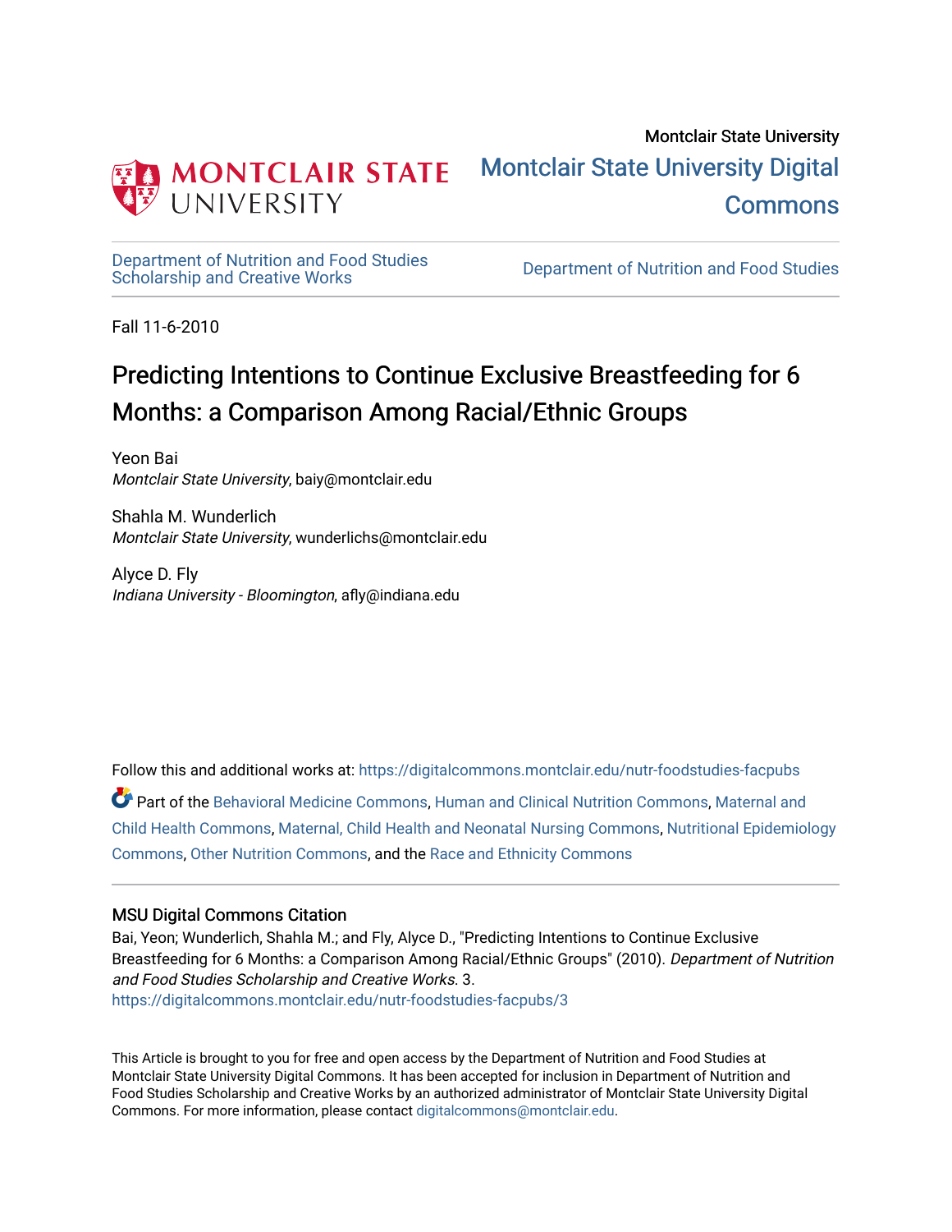Montclair State University

# Montclair State University Digital Commons

Department of Nutrition and Food Studies Scholarship and Creative Works

Department of Nutrition and Food Studies

Fall 11-6-2010

## Predicting Intentions to Continue Exclusive Breastfeeding for 6 Months: a Comparison Among Racial/Ethnic Groups

Yeon Bai
*Montclair State University*, baiy@montclair.edu

Shahla M. Wunderlich
*Montclair State University*, wunderlichs@montclair.edu

Alyce D. Fly
*Indiana University - Bloomington*, afly@indiana.edu

Follow this and additional works at: https://digitalcommons.montclair.edu/nutr-foodstudies-facpubs

Part of the Behavioral Medicine Commons, Human and Clinical Nutrition Commons, Maternal and Child Health Commons, Maternal, Child Health and Neonatal Nursing Commons, Nutritional Epidemiology Commons, Other Nutrition Commons, and the Race and Ethnicity Commons

### MSU Digital Commons Citation

Bai, Yeon; Wunderlich, Shahla M.; and Fly, Alyce D., "Predicting Intentions to Continue Exclusive Breastfeeding for 6 Months: a Comparison Among Racial/Ethnic Groups" (2010). *Department of Nutrition and Food Studies Scholarship and Creative Works*. 3.
https://digitalcommons.montclair.edu/nutr-foodstudies-facpubs/3

This Article is brought to you for free and open access by the Department of Nutrition and Food Studies at Montclair State University Digital Commons. It has been accepted for inclusion in Department of Nutrition and Food Studies Scholarship and Creative Works by an authorized administrator of Montclair State University Digital Commons. For more information, please contact digitalcommons@montclair.edu.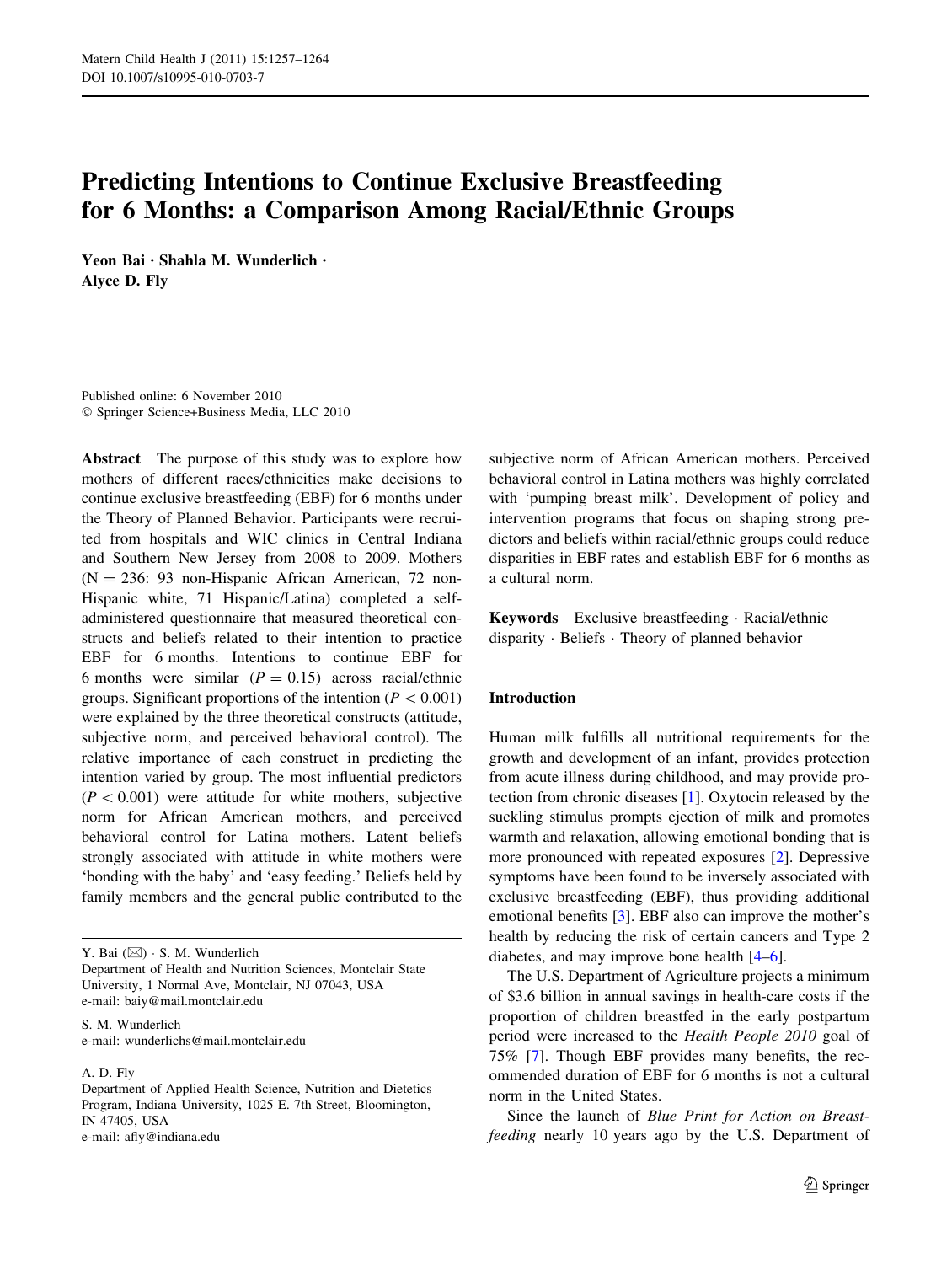# Predicting Intentions to Continue Exclusive Breastfeeding for 6 Months: a Comparison Among Racial/Ethnic Groups

Yeon Bai · Shahla M. Wunderlich · Alyce D. Fly

Published online: 6 November 2010
© Springer Science+Business Media, LLC 2010

**Abstract** The purpose of this study was to explore how mothers of different races/ethnicities make decisions to continue exclusive breastfeeding (EBF) for 6 months under the Theory of Planned Behavior. Participants were recruited from hospitals and WIC clinics in Central Indiana and Southern New Jersey from 2008 to 2009. Mothers (N = 236: 93 non-Hispanic African American, 72 non-Hispanic white, 71 Hispanic/Latina) completed a self-administered questionnaire that measured theoretical constructs and beliefs related to their intention to practice EBF for 6 months. Intentions to continue EBF for 6 months were similar ($P = 0.15$) across racial/ethnic groups. Significant proportions of the intention ($P < 0.001$) were explained by the three theoretical constructs (attitude, subjective norm, and perceived behavioral control). The relative importance of each construct in predicting the intention varied by group. The most influential predictors ($P < 0.001$) were attitude for white mothers, subjective norm for African American mothers, and perceived behavioral control for Latina mothers. Latent beliefs strongly associated with attitude in white mothers were 'bonding with the baby' and 'easy feeding.' Beliefs held by family members and the general public contributed to the subjective norm of African American mothers. Perceived behavioral control in Latina mothers was highly correlated with 'pumping breast milk'. Development of policy and intervention programs that focus on shaping strong predictors and beliefs within racial/ethnic groups could reduce disparities in EBF rates and establish EBF for 6 months as a cultural norm.

**Keywords** Exclusive breastfeeding · Racial/ethnic disparity · Beliefs · Theory of planned behavior

Y. Bai (✉) · S. M. Wunderlich
Department of Health and Nutrition Sciences, Montclair State University, 1 Normal Ave, Montclair, NJ 07043, USA
e-mail: baiy@mail.montclair.edu

S. M. Wunderlich
e-mail: wunderlichs@mail.montclair.edu

A. D. Fly
Department of Applied Health Science, Nutrition and Dietetics Program, Indiana University, 1025 E. 7th Street, Bloomington, IN 47405, USA
e-mail: afly@indiana.edu

## Introduction

Human milk fulfills all nutritional requirements for the growth and development of an infant, provides protection from acute illness during childhood, and may provide protection from chronic diseases [1]. Oxytocin released by the suckling stimulus prompts ejection of milk and promotes warmth and relaxation, allowing emotional bonding that is more pronounced with repeated exposures [2]. Depressive symptoms have been found to be inversely associated with exclusive breastfeeding (EBF), thus providing additional emotional benefits [3]. EBF also can improve the mother's health by reducing the risk of certain cancers and Type 2 diabetes, and may improve bone health [4–6].

The U.S. Department of Agriculture projects a minimum of \$3.6 billion in annual savings in health-care costs if the proportion of children breastfed in the early postpartum period were increased to the *Health People 2010* goal of 75% [7]. Though EBF provides many benefits, the recommended duration of EBF for 6 months is not a cultural norm in the United States.

Since the launch of *Blue Print for Action on Breastfeeding* nearly 10 years ago by the U.S. Department of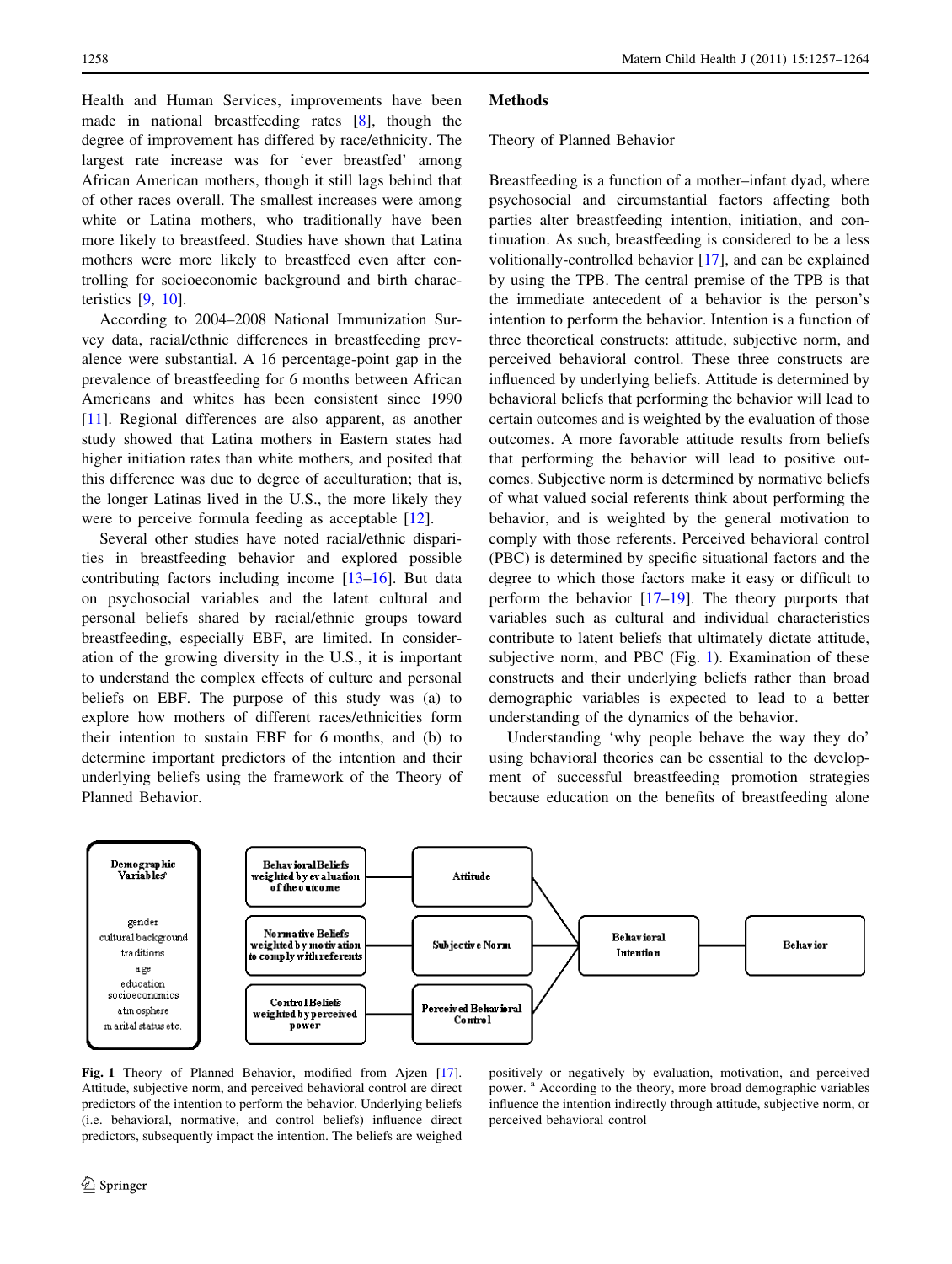Health and Human Services, improvements have been made in national breastfeeding rates [8], though the degree of improvement has differed by race/ethnicity. The largest rate increase was for 'ever breastfed' among African American mothers, though it still lags behind that of other races overall. The smallest increases were among white or Latina mothers, who traditionally have been more likely to breastfeed. Studies have shown that Latina mothers were more likely to breastfeed even after controlling for socioeconomic background and birth characteristics [9, 10].

According to 2004–2008 National Immunization Survey data, racial/ethnic differences in breastfeeding prevalence were substantial. A 16 percentage-point gap in the prevalence of breastfeeding for 6 months between African Americans and whites has been consistent since 1990 [11]. Regional differences are also apparent, as another study showed that Latina mothers in Eastern states had higher initiation rates than white mothers, and posited that this difference was due to degree of acculturation; that is, the longer Latinas lived in the U.S., the more likely they were to perceive formula feeding as acceptable [12].

Several other studies have noted racial/ethnic disparities in breastfeeding behavior and explored possible contributing factors including income [13–16]. But data on psychosocial variables and the latent cultural and personal beliefs shared by racial/ethnic groups toward breastfeeding, especially EBF, are limited. In consideration of the growing diversity in the U.S., it is important to understand the complex effects of culture and personal beliefs on EBF. The purpose of this study was (a) to explore how mothers of different races/ethnicities form their intention to sustain EBF for 6 months, and (b) to determine important predictors of the intention and their underlying beliefs using the framework of the Theory of Planned Behavior.

## Methods

### Theory of Planned Behavior

Breastfeeding is a function of a mother–infant dyad, where psychosocial and circumstantial factors affecting both parties alter breastfeeding intention, initiation, and continuation. As such, breastfeeding is considered to be a less volitionally-controlled behavior [17], and can be explained by using the TPB. The central premise of the TPB is that the immediate antecedent of a behavior is the person's intention to perform the behavior. Intention is a function of three theoretical constructs: attitude, subjective norm, and perceived behavioral control. These three constructs are influenced by underlying beliefs. Attitude is determined by behavioral beliefs that performing the behavior will lead to certain outcomes and is weighted by the evaluation of those outcomes. A more favorable attitude results from beliefs that performing the behavior will lead to positive outcomes. Subjective norm is determined by normative beliefs of what valued social referents think about performing the behavior, and is weighted by the general motivation to comply with those referents. Perceived behavioral control (PBC) is determined by specific situational factors and the degree to which those factors make it easy or difficult to perform the behavior [17–19]. The theory purports that variables such as cultural and individual characteristics contribute to latent beliefs that ultimately dictate attitude, subjective norm, and PBC (Fig. 1). Examination of these constructs and their underlying beliefs rather than broad demographic variables is expected to lead to a better understanding of the dynamics of the behavior.

Understanding 'why people behave the way they do' using behavioral theories can be essential to the development of successful breastfeeding promotion strategies because education on the benefits of breastfeeding alone

Demographic Variables[a]: gender, cultural background, traditions, age, education, socioeconomics, atmosphere, marital status etc.

Behavioral Beliefs weighted by evaluation of the outcome → Attitude

Normative Beliefs weighted by motivation to comply with referents → Subjective Norm

Control Beliefs weighted by perceived power → Perceived Behavioral Control

Attitude, Subjective Norm, Perceived Behavioral Control → Behavioral Intention → Behavior

**Fig. 1** Theory of Planned Behavior, modified from Ajzen [17]. Attitude, subjective norm, and perceived behavioral control are direct predictors of the intention to perform the behavior. Underlying beliefs (i.e. behavioral, normative, and control beliefs) influence direct predictors, subsequently impact the intention. The beliefs are weighed positively or negatively by evaluation, motivation, and perceived power. [a] According to the theory, more broad demographic variables influence the intention indirectly through attitude, subjective norm, or perceived behavioral control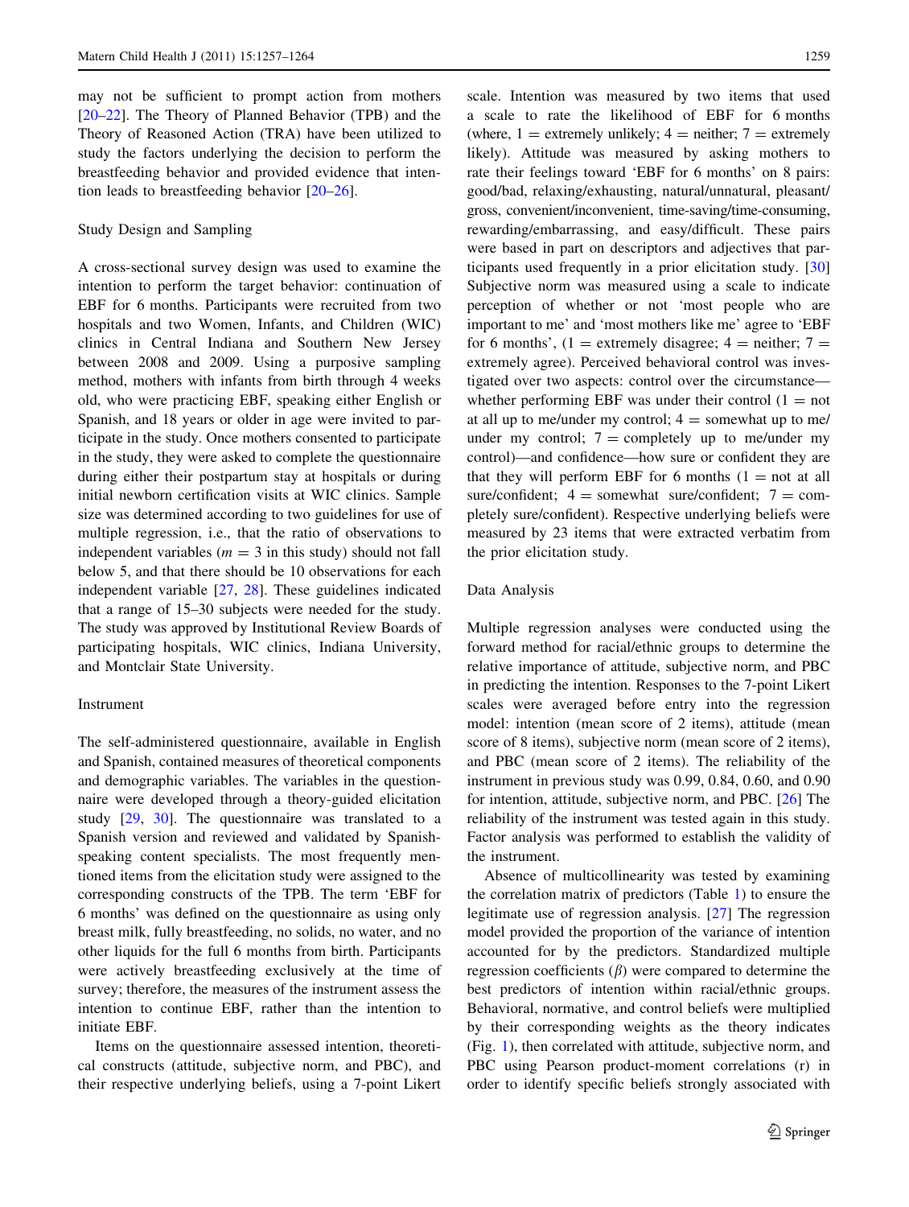may not be sufficient to prompt action from mothers [20–22]. The Theory of Planned Behavior (TPB) and the Theory of Reasoned Action (TRA) have been utilized to study the factors underlying the decision to perform the breastfeeding behavior and provided evidence that intention leads to breastfeeding behavior [20–26].

### Study Design and Sampling

A cross-sectional survey design was used to examine the intention to perform the target behavior: continuation of EBF for 6 months. Participants were recruited from two hospitals and two Women, Infants, and Children (WIC) clinics in Central Indiana and Southern New Jersey between 2008 and 2009. Using a purposive sampling method, mothers with infants from birth through 4 weeks old, who were practicing EBF, speaking either English or Spanish, and 18 years or older in age were invited to participate in the study. Once mothers consented to participate in the study, they were asked to complete the questionnaire during either their postpartum stay at hospitals or during initial newborn certification visits at WIC clinics. Sample size was determined according to two guidelines for use of multiple regression, i.e., that the ratio of observations to independent variables ($m = 3$ in this study) should not fall below 5, and that there should be 10 observations for each independent variable [27, 28]. These guidelines indicated that a range of 15–30 subjects were needed for the study. The study was approved by Institutional Review Boards of participating hospitals, WIC clinics, Indiana University, and Montclair State University.

### Instrument

The self-administered questionnaire, available in English and Spanish, contained measures of theoretical components and demographic variables. The variables in the questionnaire were developed through a theory-guided elicitation study [29, 30]. The questionnaire was translated to a Spanish version and reviewed and validated by Spanish-speaking content specialists. The most frequently mentioned items from the elicitation study were assigned to the corresponding constructs of the TPB. The term 'EBF for 6 months' was defined on the questionnaire as using only breast milk, fully breastfeeding, no solids, no water, and no other liquids for the full 6 months from birth. Participants were actively breastfeeding exclusively at the time of survey; therefore, the measures of the instrument assess the intention to continue EBF, rather than the intention to initiate EBF.

Items on the questionnaire assessed intention, theoretical constructs (attitude, subjective norm, and PBC), and their respective underlying beliefs, using a 7-point Likert scale. Intention was measured by two items that used a scale to rate the likelihood of EBF for 6 months (where, 1 = extremely unlikely; 4 = neither; 7 = extremely likely). Attitude was measured by asking mothers to rate their feelings toward 'EBF for 6 months' on 8 pairs: good/bad, relaxing/exhausting, natural/unnatural, pleasant/gross, convenient/inconvenient, time-saving/time-consuming, rewarding/embarrassing, and easy/difficult. These pairs were based in part on descriptors and adjectives that participants used frequently in a prior elicitation study. [30] Subjective norm was measured using a scale to indicate perception of whether or not 'most people who are important to me' and 'most mothers like me' agree to 'EBF for 6 months', (1 = extremely disagree; 4 = neither; 7 = extremely agree). Perceived behavioral control was investigated over two aspects: control over the circumstance—whether performing EBF was under their control (1 = not at all up to me/under my control; 4 = somewhat up to me/under my control; 7 = completely up to me/under my control)—and confidence—how sure or confident they are that they will perform EBF for 6 months (1 = not at all sure/confident; 4 = somewhat sure/confident; 7 = completely sure/confident). Respective underlying beliefs were measured by 23 items that were extracted verbatim from the prior elicitation study.

### Data Analysis

Multiple regression analyses were conducted using the forward method for racial/ethnic groups to determine the relative importance of attitude, subjective norm, and PBC in predicting the intention. Responses to the 7-point Likert scales were averaged before entry into the regression model: intention (mean score of 2 items), attitude (mean score of 8 items), subjective norm (mean score of 2 items), and PBC (mean score of 2 items). The reliability of the instrument in previous study was 0.99, 0.84, 0.60, and 0.90 for intention, attitude, subjective norm, and PBC. [26] The reliability of the instrument was tested again in this study. Factor analysis was performed to establish the validity of the instrument.

Absence of multicollinearity was tested by examining the correlation matrix of predictors (Table 1) to ensure the legitimate use of regression analysis. [27] The regression model provided the proportion of the variance of intention accounted for by the predictors. Standardized multiple regression coefficients ($\beta$) were compared to determine the best predictors of intention within racial/ethnic groups. Behavioral, normative, and control beliefs were multiplied by their corresponding weights as the theory indicates (Fig. 1), then correlated with attitude, subjective norm, and PBC using Pearson product-moment correlations (r) in order to identify specific beliefs strongly associated with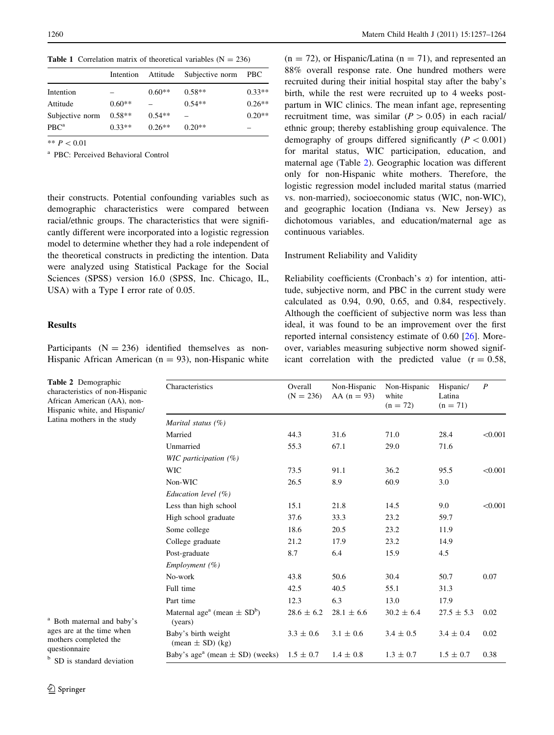**Table 1** Correlation matrix of theoretical variables (N = 236)

| | Intention | Attitude | Subjective norm | PBC |
|---|---|---|---|---|
| Intention | – | 0.60** | 0.58** | 0.33** |
| Attitude | 0.60** | – | 0.54** | 0.26** |
| Subjective norm | 0.58** | 0.54** | – | 0.20** |
| PBC[a] | 0.33** | 0.26** | 0.20** | – |

** $P < 0.01$

[a] PBC: Perceived Behavioral Control

their constructs. Potential confounding variables such as demographic characteristics were compared between racial/ethnic groups. The characteristics that were significantly different were incorporated into a logistic regression model to determine whether they had a role independent of the theoretical constructs in predicting the intention. Data were analyzed using Statistical Package for the Social Sciences (SPSS) version 16.0 (SPSS, Inc. Chicago, IL, USA) with a Type I error rate of 0.05.

## Results

Participants (N = 236) identified themselves as non-Hispanic African American (n = 93), non-Hispanic white (n = 72), or Hispanic/Latina (n = 71), and represented an 88% overall response rate. One hundred mothers were recruited during their initial hospital stay after the baby's birth, while the rest were recruited up to 4 weeks postpartum in WIC clinics. The mean infant age, representing recruitment time, was similar ($P > 0.05$) in each racial/ethnic group; thereby establishing group equivalence. The demography of groups differed significantly ($P < 0.001$) for marital status, WIC participation, education, and maternal age (Table 2). Geographic location was different only for non-Hispanic white mothers. Therefore, the logistic regression model included marital status (married vs. non-married), socioeconomic status (WIC, non-WIC), and geographic location (Indiana vs. New Jersey) as dichotomous variables, and education/maternal age as continuous variables.

### Instrument Reliability and Validity

Reliability coefficients (Cronbach's α) for intention, attitude, subjective norm, and PBC in the current study were calculated as 0.94, 0.90, 0.65, and 0.84, respectively. Although the coefficient of subjective norm was less than ideal, it was found to be an improvement over the first reported internal consistency estimate of 0.60 [26]. Moreover, variables measuring subjective norm showed significant correlation with the predicted value (r = 0.58,

**Table 2** Demographic characteristics of non-Hispanic African American (AA), non-Hispanic white, and Hispanic/Latina mothers in the study

| Characteristics | Overall (N = 236) | Non-Hispanic AA (n = 93) | Non-Hispanic white (n = 72) | Hispanic/ Latina (n = 71) | *P* |
|---|---|---|---|---|---|
| *Marital status (%)* | | | | | |
| Married | 44.3 | 31.6 | 71.0 | 28.4 | <0.001 |
| Unmarried | 55.3 | 67.1 | 29.0 | 71.6 | |
| *WIC participation (%)* | | | | | |
| WIC | 73.5 | 91.1 | 36.2 | 95.5 | <0.001 |
| Non-WIC | 26.5 | 8.9 | 60.9 | 3.0 | |
| *Education level (%)* | | | | | |
| Less than high school | 15.1 | 21.8 | 14.5 | 9.0 | <0.001 |
| High school graduate | 37.6 | 33.3 | 23.2 | 59.7 | |
| Some college | 18.6 | 20.5 | 23.2 | 11.9 | |
| College graduate | 21.2 | 17.9 | 23.2 | 14.9 | |
| Post-graduate | 8.7 | 6.4 | 15.9 | 4.5 | |
| *Employment (%)* | | | | | |
| No-work | 43.8 | 50.6 | 30.4 | 50.7 | 0.07 |
| Full time | 42.5 | 40.5 | 55.1 | 31.3 | |
| Part time | 12.3 | 6.3 | 13.0 | 17.9 | |
| Maternal age[a] (mean ± SD[b]) (years) | 28.6 ± 6.2 | 28.1 ± 6.6 | 30.2 ± 6.4 | 27.5 ± 5.3 | 0.02 |
| Baby's birth weight (mean ± SD) (kg) | 3.3 ± 0.6 | 3.1 ± 0.6 | 3.4 ± 0.5 | 3.4 ± 0.4 | 0.02 |
| Baby's age[a] (mean ± SD) (weeks) | 1.5 ± 0.7 | 1.4 ± 0.8 | 1.3 ± 0.7 | 1.5 ± 0.7 | 0.38 |

[a] Both maternal and baby's ages are at the time when mothers completed the questionnaire

[b] SD is standard deviation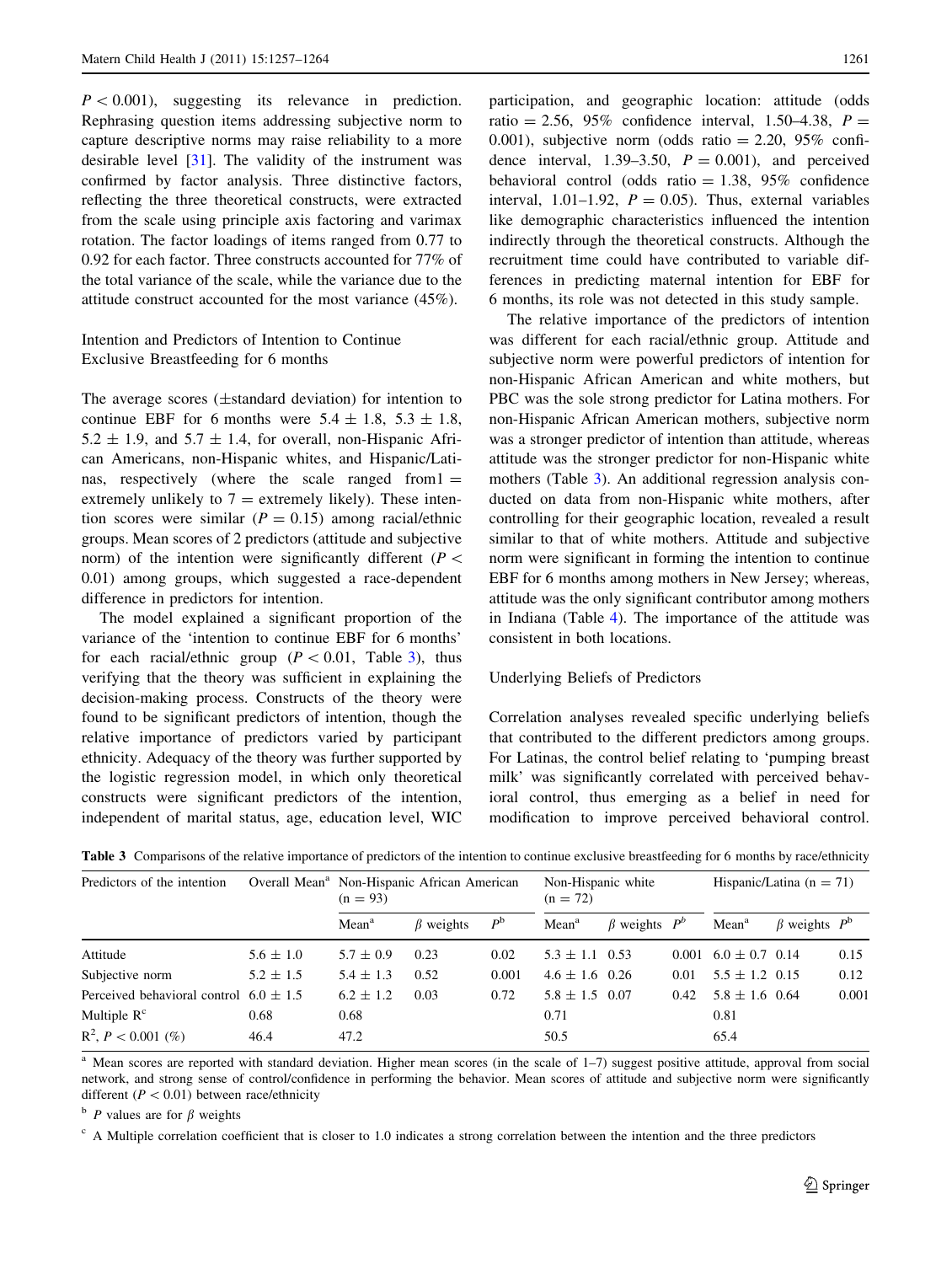$P < 0.001$), suggesting its relevance in prediction. Rephrasing question items addressing subjective norm to capture descriptive norms may raise reliability to a more desirable level [31]. The validity of the instrument was confirmed by factor analysis. Three distinctive factors, reflecting the three theoretical constructs, were extracted from the scale using principle axis factoring and varimax rotation. The factor loadings of items ranged from 0.77 to 0.92 for each factor. Three constructs accounted for 77% of the total variance of the scale, while the variance due to the attitude construct accounted for the most variance (45%).

### Intention and Predictors of Intention to Continue Exclusive Breastfeeding for 6 months

The average scores (±standard deviation) for intention to continue EBF for 6 months were 5.4 ± 1.8, 5.3 ± 1.8, 5.2 ± 1.9, and 5.7 ± 1.4, for overall, non-Hispanic African Americans, non-Hispanic whites, and Hispanic/Latinas, respectively (where the scale ranged from1 = extremely unlikely to 7 = extremely likely). These intention scores were similar ($P = 0.15$) among racial/ethnic groups. Mean scores of 2 predictors (attitude and subjective norm) of the intention were significantly different ($P < 0.01$) among groups, which suggested a race-dependent difference in predictors for intention.

The model explained a significant proportion of the variance of the 'intention to continue EBF for 6 months' for each racial/ethnic group ($P < 0.01$, Table 3), thus verifying that the theory was sufficient in explaining the decision-making process. Constructs of the theory were found to be significant predictors of intention, though the relative importance of predictors varied by participant ethnicity. Adequacy of the theory was further supported by the logistic regression model, in which only theoretical constructs were significant predictors of the intention, independent of marital status, age, education level, WIC participation, and geographic location: attitude (odds ratio = 2.56, 95% confidence interval, 1.50–4.38, $P = 0.001$), subjective norm (odds ratio = 2.20, 95% confidence interval, 1.39–3.50, $P = 0.001$), and perceived behavioral control (odds ratio = 1.38, 95% confidence interval, 1.01–1.92, $P = 0.05$). Thus, external variables like demographic characteristics influenced the intention indirectly through the theoretical constructs. Although the recruitment time could have contributed to variable differences in predicting maternal intention for EBF for 6 months, its role was not detected in this study sample.

The relative importance of the predictors of intention was different for each racial/ethnic group. Attitude and subjective norm were powerful predictors of intention for non-Hispanic African American and white mothers, but PBC was the sole strong predictor for Latina mothers. For non-Hispanic African American mothers, subjective norm was a stronger predictor of intention than attitude, whereas attitude was the stronger predictor for non-Hispanic white mothers (Table 3). An additional regression analysis conducted on data from non-Hispanic white mothers, after controlling for their geographic location, revealed a result similar to that of white mothers. Attitude and subjective norm were significant in forming the intention to continue EBF for 6 months among mothers in New Jersey; whereas, attitude was the only significant contributor among mothers in Indiana (Table 4). The importance of the attitude was consistent in both locations.

### Underlying Beliefs of Predictors

Correlation analyses revealed specific underlying beliefs that contributed to the different predictors among groups. For Latinas, the control belief relating to 'pumping breast milk' was significantly correlated with perceived behavioral control, thus emerging as a belief in need for modification to improve perceived behavioral control.

**Table 3** Comparisons of the relative importance of predictors of the intention to continue exclusive breastfeeding for 6 months by race/ethnicity

| Predictors of the intention | Overall Mean[a] | Non-Hispanic African American (n = 93) | | | Non-Hispanic white (n = 72) | | | Hispanic/Latina (n = 71) | | |
|---|---|---|---|---|---|---|---|---|---|---|
| | | Mean[a] | $\beta$ weights | $P$[b] | Mean[a] | $\beta$ weights | $P$[b] | Mean[a] | $\beta$ weights | $P$[b] |
| Attitude | 5.6 ± 1.0 | 5.7 ± 0.9 | 0.23 | 0.02 | 5.3 ± 1.1 | 0.53 | 0.001 | 6.0 ± 0.7 | 0.14 | 0.15 |
| Subjective norm | 5.2 ± 1.5 | 5.4 ± 1.3 | 0.52 | 0.001 | 4.6 ± 1.6 | 0.26 | 0.01 | 5.5 ± 1.2 | 0.15 | 0.12 |
| Perceived behavioral control | 6.0 ± 1.5 | 6.2 ± 1.2 | 0.03 | 0.72 | 5.8 ± 1.5 | 0.07 | 0.42 | 5.8 ± 1.6 | 0.64 | 0.001 |
| Multiple R[c] | 0.68 | 0.68 | | | 0.71 | | | 0.81 | | |
| $R^2$, $P < 0.001$ (%) | 46.4 | 47.2 | | | 50.5 | | | 65.4 | | |

[a] Mean scores are reported with standard deviation. Higher mean scores (in the scale of 1–7) suggest positive attitude, approval from social network, and strong sense of control/confidence in performing the behavior. Mean scores of attitude and subjective norm were significantly different ($P < 0.01$) between race/ethnicity

[b] $P$ values are for $\beta$ weights

[c] A Multiple correlation coefficient that is closer to 1.0 indicates a strong correlation between the intention and the three predictors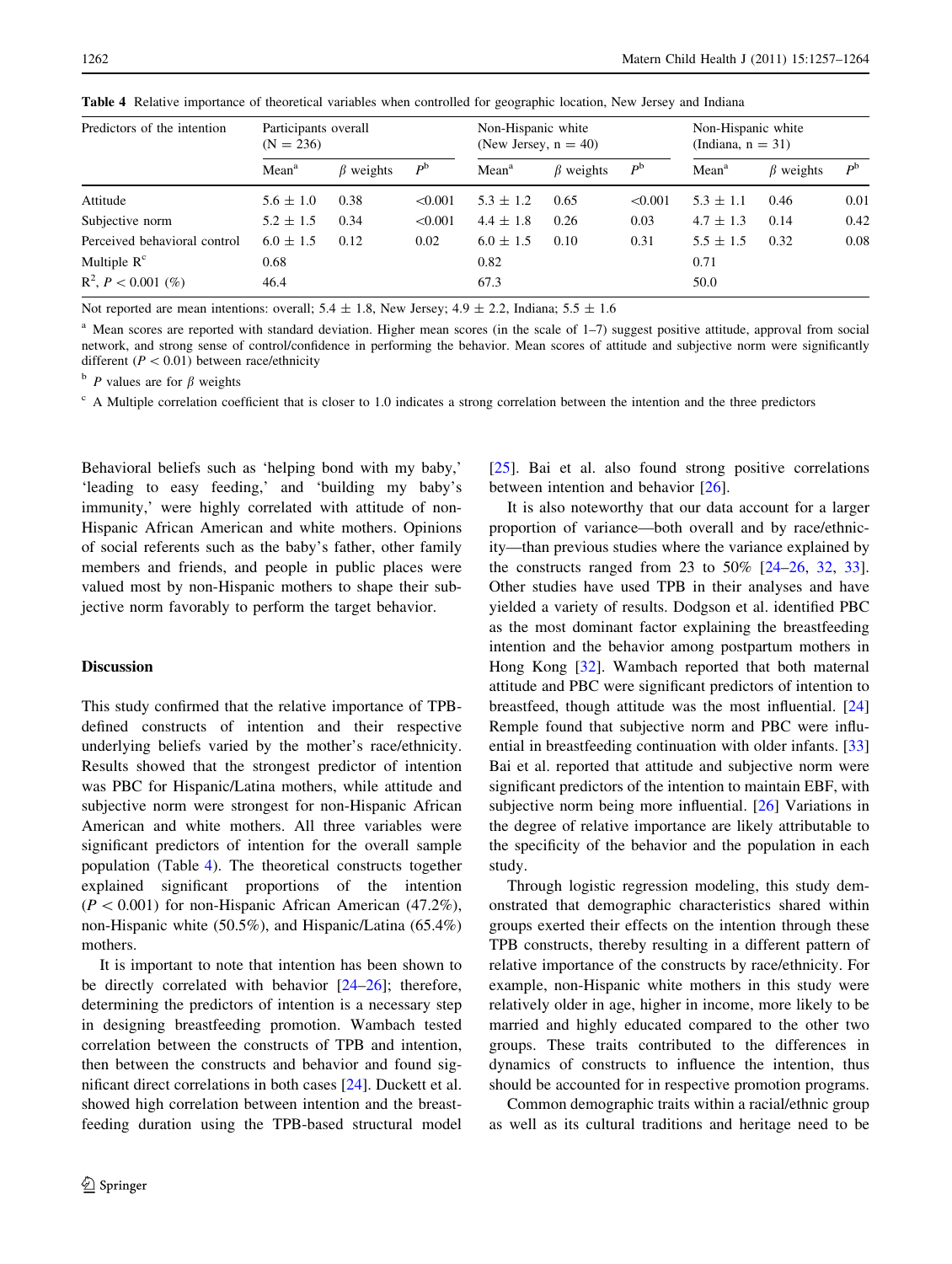**Table 4** Relative importance of theoretical variables when controlled for geographic location, New Jersey and Indiana

| Predictors of the intention | Participants overall (N = 236) | | | Non-Hispanic white (New Jersey, n = 40) | | | Non-Hispanic white (Indiana, n = 31) | | |
|---|---|---|---|---|---|---|---|---|---|
| | Mean[a] | $\beta$ weights | $P$[b] | Mean[a] | $\beta$ weights | $P$[b] | Mean[a] | $\beta$ weights | $P$[b] |
| Attitude | 5.6 ± 1.0 | 0.38 | <0.001 | 5.3 ± 1.2 | 0.65 | <0.001 | 5.3 ± 1.1 | 0.46 | 0.01 |
| Subjective norm | 5.2 ± 1.5 | 0.34 | <0.001 | 4.4 ± 1.8 | 0.26 | 0.03 | 4.7 ± 1.3 | 0.14 | 0.42 |
| Perceived behavioral control | 6.0 ± 1.5 | 0.12 | 0.02 | 6.0 ± 1.5 | 0.10 | 0.31 | 5.5 ± 1.5 | 0.32 | 0.08 |
| Multiple R[c] | 0.68 | | | 0.82 | | | 0.71 | | |
| $R^2$, $P < 0.001$ (%) | 46.4 | | | 67.3 | | | 50.0 | | |

Not reported are mean intentions: overall; 5.4 ± 1.8, New Jersey; 4.9 ± 2.2, Indiana; 5.5 ± 1.6

[a] Mean scores are reported with standard deviation. Higher mean scores (in the scale of 1–7) suggest positive attitude, approval from social network, and strong sense of control/confidence in performing the behavior. Mean scores of attitude and subjective norm were significantly different ($P < 0.01$) between race/ethnicity

[b] $P$ values are for $\beta$ weights

[c] A Multiple correlation coefficient that is closer to 1.0 indicates a strong correlation between the intention and the three predictors

Behavioral beliefs such as 'helping bond with my baby,' 'leading to easy feeding,' and 'building my baby's immunity,' were highly correlated with attitude of non-Hispanic African American and white mothers. Opinions of social referents such as the baby's father, other family members and friends, and people in public places were valued most by non-Hispanic mothers to shape their subjective norm favorably to perform the target behavior.

## Discussion

This study confirmed that the relative importance of TPB-defined constructs of intention and their respective underlying beliefs varied by the mother's race/ethnicity. Results showed that the strongest predictor of intention was PBC for Hispanic/Latina mothers, while attitude and subjective norm were strongest for non-Hispanic African American and white mothers. All three variables were significant predictors of intention for the overall sample population (Table 4). The theoretical constructs together explained significant proportions of the intention ($P < 0.001$) for non-Hispanic African American (47.2%), non-Hispanic white (50.5%), and Hispanic/Latina (65.4%) mothers.

It is important to note that intention has been shown to be directly correlated with behavior [24–26]; therefore, determining the predictors of intention is a necessary step in designing breastfeeding promotion. Wambach tested correlation between the constructs of TPB and intention, then between the constructs and behavior and found significant direct correlations in both cases [24]. Duckett et al. showed high correlation between intention and the breastfeeding duration using the TPB-based structural model [25]. Bai et al. also found strong positive correlations between intention and behavior [26].

It is also noteworthy that our data account for a larger proportion of variance—both overall and by race/ethnicity—than previous studies where the variance explained by the constructs ranged from 23 to 50% [24–26, 32, 33]. Other studies have used TPB in their analyses and have yielded a variety of results. Dodgson et al. identified PBC as the most dominant factor explaining the breastfeeding intention and the behavior among postpartum mothers in Hong Kong [32]. Wambach reported that both maternal attitude and PBC were significant predictors of intention to breastfeed, though attitude was the most influential. [24] Remple found that subjective norm and PBC were influential in breastfeeding continuation with older infants. [33] Bai et al. reported that attitude and subjective norm were significant predictors of the intention to maintain EBF, with subjective norm being more influential. [26] Variations in the degree of relative importance are likely attributable to the specificity of the behavior and the population in each study.

Through logistic regression modeling, this study demonstrated that demographic characteristics shared within groups exerted their effects on the intention through these TPB constructs, thereby resulting in a different pattern of relative importance of the constructs by race/ethnicity. For example, non-Hispanic white mothers in this study were relatively older in age, higher in income, more likely to be married and highly educated compared to the other two groups. These traits contributed to the differences in dynamics of constructs to influence the intention, thus should be accounted for in respective promotion programs.

Common demographic traits within a racial/ethnic group as well as its cultural traditions and heritage need to be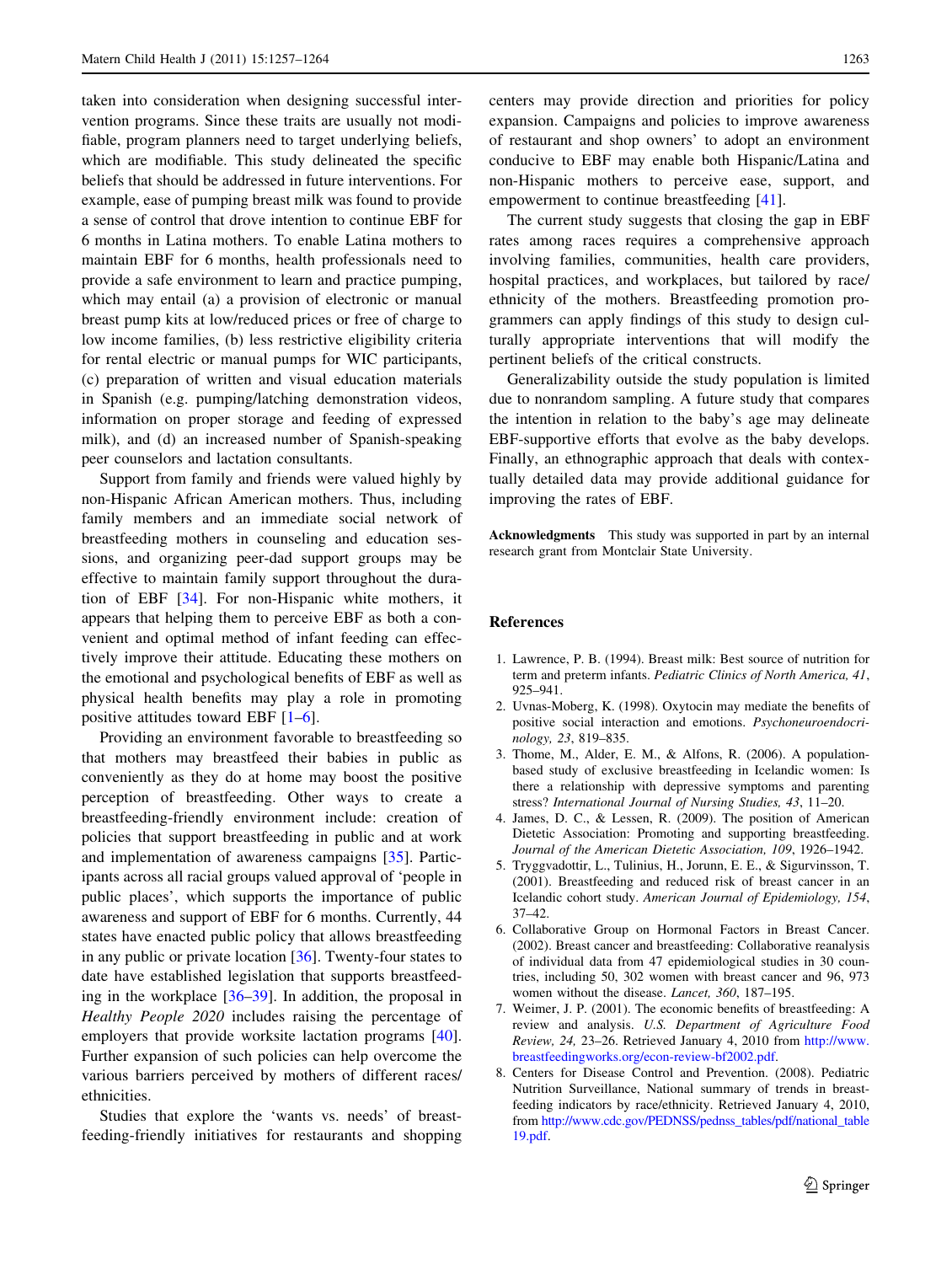taken into consideration when designing successful intervention programs. Since these traits are usually not modifiable, program planners need to target underlying beliefs, which are modifiable. This study delineated the specific beliefs that should be addressed in future interventions. For example, ease of pumping breast milk was found to provide a sense of control that drove intention to continue EBF for 6 months in Latina mothers. To enable Latina mothers to maintain EBF for 6 months, health professionals need to provide a safe environment to learn and practice pumping, which may entail (a) a provision of electronic or manual breast pump kits at low/reduced prices or free of charge to low income families, (b) less restrictive eligibility criteria for rental electric or manual pumps for WIC participants, (c) preparation of written and visual education materials in Spanish (e.g. pumping/latching demonstration videos, information on proper storage and feeding of expressed milk), and (d) an increased number of Spanish-speaking peer counselors and lactation consultants.

Support from family and friends were valued highly by non-Hispanic African American mothers. Thus, including family members and an immediate social network of breastfeeding mothers in counseling and education sessions, and organizing peer-dad support groups may be effective to maintain family support throughout the duration of EBF [34]. For non-Hispanic white mothers, it appears that helping them to perceive EBF as both a convenient and optimal method of infant feeding can effectively improve their attitude. Educating these mothers on the emotional and psychological benefits of EBF as well as physical health benefits may play a role in promoting positive attitudes toward EBF [1–6].

Providing an environment favorable to breastfeeding so that mothers may breastfeed their babies in public as conveniently as they do at home may boost the positive perception of breastfeeding. Other ways to create a breastfeeding-friendly environment include: creation of policies that support breastfeeding in public and at work and implementation of awareness campaigns [35]. Participants across all racial groups valued approval of 'people in public places', which supports the importance of public awareness and support of EBF for 6 months. Currently, 44 states have enacted public policy that allows breastfeeding in any public or private location [36]. Twenty-four states to date have established legislation that supports breastfeeding in the workplace [36–39]. In addition, the proposal in *Healthy People 2020* includes raising the percentage of employers that provide worksite lactation programs [40]. Further expansion of such policies can help overcome the various barriers perceived by mothers of different races/ethnicities.

Studies that explore the 'wants vs. needs' of breastfeeding-friendly initiatives for restaurants and shopping centers may provide direction and priorities for policy expansion. Campaigns and policies to improve awareness of restaurant and shop owners' to adopt an environment conducive to EBF may enable both Hispanic/Latina and non-Hispanic mothers to perceive ease, support, and empowerment to continue breastfeeding [41].

The current study suggests that closing the gap in EBF rates among races requires a comprehensive approach involving families, communities, health care providers, hospital practices, and workplaces, but tailored by race/ethnicity of the mothers. Breastfeeding promotion programmers can apply findings of this study to design culturally appropriate interventions that will modify the pertinent beliefs of the critical constructs.

Generalizability outside the study population is limited due to nonrandom sampling. A future study that compares the intention in relation to the baby's age may delineate EBF-supportive efforts that evolve as the baby develops. Finally, an ethnographic approach that deals with contextually detailed data may provide additional guidance for improving the rates of EBF.

**Acknowledgments** This study was supported in part by an internal research grant from Montclair State University.

## References

1. Lawrence, P. B. (1994). Breast milk: Best source of nutrition for term and preterm infants. *Pediatric Clinics of North America, 41*, 925–941.
2. Uvnas-Moberg, K. (1998). Oxytocin may mediate the benefits of positive social interaction and emotions. *Psychoneuroendocrinology, 23*, 819–835.
3. Thome, M., Alder, E. M., & Alfons, R. (2006). A population-based study of exclusive breastfeeding in Icelandic women: Is there a relationship with depressive symptoms and parenting stress? *International Journal of Nursing Studies, 43*, 11–20.
4. James, D. C., & Lessen, R. (2009). The position of American Dietetic Association: Promoting and supporting breastfeeding. *Journal of the American Dietetic Association, 109*, 1926–1942.
5. Tryggvadottir, L., Tulinius, H., Jorunn, E. E., & Sigurvinsson, T. (2001). Breastfeeding and reduced risk of breast cancer in an Icelandic cohort study. *American Journal of Epidemiology, 154*, 37–42.
6. Collaborative Group on Hormonal Factors in Breast Cancer. (2002). Breast cancer and breastfeeding: Collaborative reanalysis of individual data from 47 epidemiological studies in 30 countries, including 50, 302 women with breast cancer and 96, 973 women without the disease. *Lancet, 360*, 187–195.
7. Weimer, J. P. (2001). The economic benefits of breastfeeding: A review and analysis. *U.S. Department of Agriculture Food Review, 24*, 23–26. Retrieved January 4, 2010 from http://www.breastfeedingworks.org/econ-review-bf2002.pdf.
8. Centers for Disease Control and Prevention. (2008). Pediatric Nutrition Surveillance, National summary of trends in breastfeeding indicators by race/ethnicity. Retrieved January 4, 2010, from http://www.cdc.gov/PEDNSS/pednss_tables/pdf/national_table19.pdf.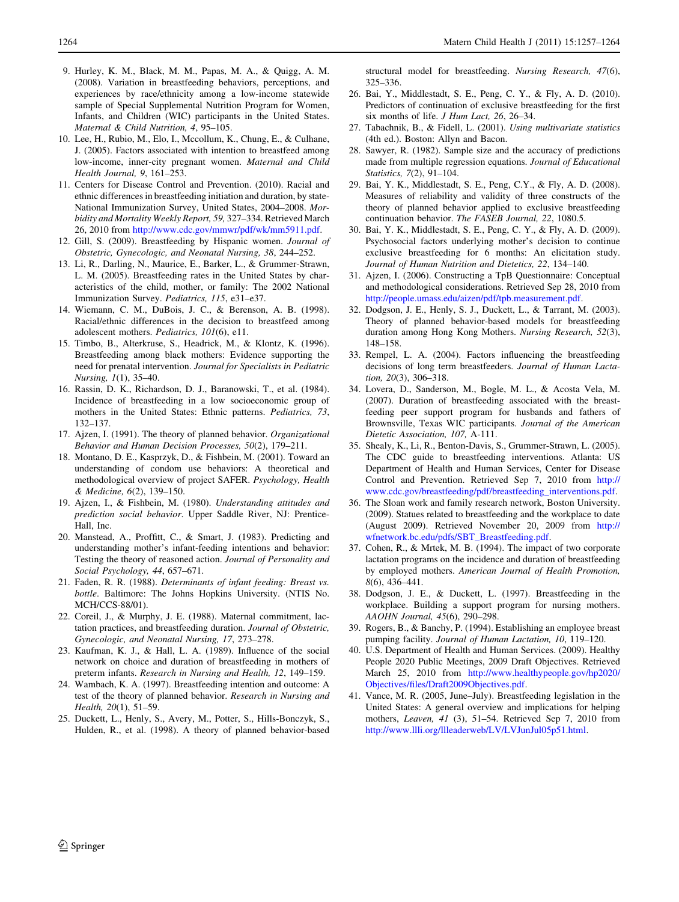9. Hurley, K. M., Black, M. M., Papas, M. A., & Quigg, A. M. (2008). Variation in breastfeeding behaviors, perceptions, and experiences by race/ethnicity among a low-income statewide sample of Special Supplemental Nutrition Program for Women, Infants, and Children (WIC) participants in the United States. *Maternal & Child Nutrition, 4*, 95–105.
10. Lee, H., Rubio, M., Elo, I., Mccollum, K., Chung, E., & Culhane, J. (2005). Factors associated with intention to breastfeed among low-income, inner-city pregnant women. *Maternal and Child Health Journal, 9*, 161–253.
11. Centers for Disease Control and Prevention. (2010). Racial and ethnic differences in breastfeeding initiation and duration, by state-National Immunization Survey, United States, 2004–2008. *Morbidity and Mortality Weekly Report, 59*, 327–334. Retrieved March 26, 2010 from http://www.cdc.gov/mmwr/pdf/wk/mm5911.pdf.
12. Gill, S. (2009). Breastfeeding by Hispanic women. *Journal of Obstetric, Gynecologic, and Neonatal Nursing, 38*, 244–252.
13. Li, R., Darling, N., Maurice, E., Barker, L., & Grummer-Strawn, L. M. (2005). Breastfeeding rates in the United States by characteristics of the child, mother, or family: The 2002 National Immunization Survey. *Pediatrics, 115*, e31–e37.
14. Wiemann, C. M., DuBois, J. C., & Berenson, A. B. (1998). Racial/ethnic differences in the decision to breastfeed among adolescent mothers. *Pediatrics, 101*(6), e11.
15. Timbo, B., Alterkruse, S., Headrick, M., & Klontz, K. (1996). Breastfeeding among black mothers: Evidence supporting the need for prenatal intervention. *Journal for Specialists in Pediatric Nursing, 1*(1), 35–40.
16. Rassin, D. K., Richardson, D. J., Baranowski, T., et al. (1984). Incidence of breastfeeding in a low socioeconomic group of mothers in the United States: Ethnic patterns. *Pediatrics, 73*, 132–137.
17. Ajzen, I. (1991). The theory of planned behavior. *Organizational Behavior and Human Decision Processes, 50*(2), 179–211.
18. Montano, D. E., Kasprzyk, D., & Fishbein, M. (2001). Toward an understanding of condom use behaviors: A theoretical and methodological overview of project SAFER. *Psychology, Health & Medicine, 6*(2), 139–150.
19. Ajzen, I., & Fishbein, M. (1980). *Understanding attitudes and prediction social behavior*. Upper Saddle River, NJ: Prentice-Hall, Inc.
20. Manstead, A., Proffitt, C., & Smart, J. (1983). Predicting and understanding mother's infant-feeding intentions and behavior: Testing the theory of reasoned action. *Journal of Personality and Social Psychology, 44*, 657–671.
21. Faden, R. R. (1988). *Determinants of infant feeding: Breast vs. bottle*. Baltimore: The Johns Hopkins University. (NTIS No. MCH/CCS-88/01).
22. Coreil, J., & Murphy, J. E. (1988). Maternal commitment, lactation practices, and breastfeeding duration. *Journal of Obstetric, Gynecologic, and Neonatal Nursing, 17*, 273–278.
23. Kaufman, K. J., & Hall, L. A. (1989). Influence of the social network on choice and duration of breastfeeding in mothers of preterm infants. *Research in Nursing and Health, 12*, 149–159.
24. Wambach, K. A. (1997). Breastfeeding intention and outcome: A test of the theory of planned behavior. *Research in Nursing and Health, 20*(1), 51–59.
25. Duckett, L., Henly, S., Avery, M., Potter, S., Hills-Bonczyk, S., Hulden, R., et al. (1998). A theory of planned behavior-based structural model for breastfeeding. *Nursing Research, 47*(6), 325–336.
26. Bai, Y., Middlestadt, S. E., Peng, C. Y., & Fly, A. D. (2010). Predictors of continuation of exclusive breastfeeding for the first six months of life. *J Hum Lact, 26*, 26–34.
27. Tabachnik, B., & Fidell, L. (2001). *Using multivariate statistics* (4th ed.). Boston: Allyn and Bacon.
28. Sawyer, R. (1982). Sample size and the accuracy of predictions made from multiple regression equations. *Journal of Educational Statistics, 7*(2), 91–104.
29. Bai, Y. K., Middlestadt, S. E., Peng, C.Y., & Fly, A. D. (2008). Measures of reliability and validity of three constructs of the theory of planned behavior applied to exclusive breastfeeding continuation behavior. *The FASEB Journal, 22*, 1080.5.
30. Bai, Y. K., Middlestadt, S. E., Peng, C. Y., & Fly, A. D. (2009). Psychosocial factors underlying mother's decision to continue exclusive breastfeeding for 6 months: An elicitation study. *Journal of Human Nutrition and Dietetics, 22*, 134–140.
31. Ajzen, I. (2006). Constructing a TpB Questionnaire: Conceptual and methodological considerations. Retrieved Sep 28, 2010 from http://people.umass.edu/aizen/pdf/tpb.measurement.pdf.
32. Dodgson, J. E., Henly, S. J., Duckett, L., & Tarrant, M. (2003). Theory of planned behavior-based models for breastfeeding duration among Hong Kong Mothers. *Nursing Research, 52*(3), 148–158.
33. Rempel, L. A. (2004). Factors influencing the breastfeeding decisions of long term breastfeeders. *Journal of Human Lactation, 20*(3), 306–318.
34. Lovera, D., Sanderson, M., Bogle, M. L., & Acosta Vela, M. (2007). Duration of breastfeeding associated with the breastfeeding peer support program for husbands and fathers of Brownsville, Texas WIC participants. *Journal of the American Dietetic Association, 107*, A-111.
35. Shealy, K., Li, R., Benton-Davis, S., Grummer-Strawn, L. (2005). The CDC guide to breastfeeding interventions. Atlanta: US Department of Health and Human Services, Center for Disease Control and Prevention. Retrieved Sep 7, 2010 from http://www.cdc.gov/breastfeeding/pdf/breastfeeding_interventions.pdf.
36. The Sloan work and family research network, Boston University. (2009). Statues related to breastfeeding and the workplace to date (August 2009). Retrieved November 20, 2009 from http://wfnetwork.bc.edu/pdfs/SBT_Breastfeeding.pdf.
37. Cohen, R., & Mrtek, M. B. (1994). The impact of two corporate lactation programs on the incidence and duration of breastfeeding by employed mothers. *American Journal of Health Promotion, 8*(6), 436–441.
38. Dodgson, J. E., & Duckett, L. (1997). Breastfeeding in the workplace. Building a support program for nursing mothers. *AAOHN Journal, 45*(6), 290–298.
39. Rogers, B., & Banchy, P. (1994). Establishing an employee breast pumping facility. *Journal of Human Lactation, 10*, 119–120.
40. U.S. Department of Health and Human Services. (2009). Healthy People 2020 Public Meetings, 2009 Draft Objectives. Retrieved March 25, 2010 from http://www.healthypeople.gov/hp2020/Objectives/files/Draft2009Objectives.pdf.
41. Vance, M. R. (2005, June–July). Breastfeeding legislation in the United States: A general overview and implications for helping mothers, *Leaven, 41* (3), 51–54. Retrieved Sep 7, 2010 from http://www.llli.org/llleaderweb/LV/LVJunJul05p51.html.